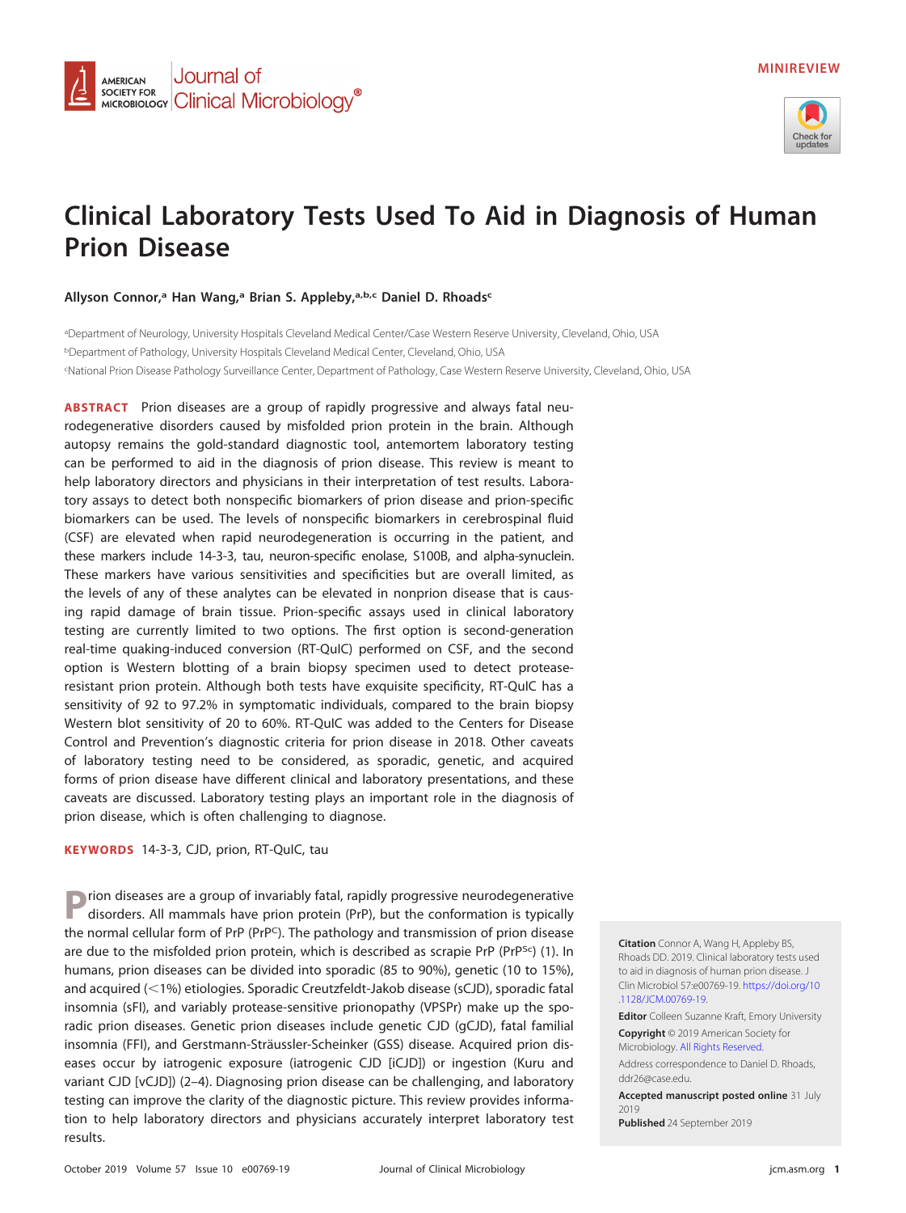MINIREVIEW

# Clinical Laboratory Tests Used To Aid in Diagnosis of Human Prion Disease

**Allyson Connor,[a] Han Wang,[a] Brian S. Appleby,[a,b,c] Daniel D. Rhoads[c]**

[a]Department of Neurology, University Hospitals Cleveland Medical Center/Case Western Reserve University, Cleveland, Ohio, USA

[b]Department of Pathology, University Hospitals Cleveland Medical Center, Cleveland, Ohio, USA

[c]National Prion Disease Pathology Surveillance Center, Department of Pathology, Case Western Reserve University, Cleveland, Ohio, USA

**ABSTRACT** Prion diseases are a group of rapidly progressive and always fatal neurodegenerative disorders caused by misfolded prion protein in the brain. Although autopsy remains the gold-standard diagnostic tool, antemortem laboratory testing can be performed to aid in the diagnosis of prion disease. This review is meant to help laboratory directors and physicians in their interpretation of test results. Laboratory assays to detect both nonspecific biomarkers of prion disease and prion-specific biomarkers can be used. The levels of nonspecific biomarkers in cerebrospinal fluid (CSF) are elevated when rapid neurodegeneration is occurring in the patient, and these markers include 14-3-3, tau, neuron-specific enolase, S100B, and alpha-synuclein. These markers have various sensitivities and specificities but are overall limited, as the levels of any of these analytes can be elevated in nonprion disease that is causing rapid damage of brain tissue. Prion-specific assays used in clinical laboratory testing are currently limited to two options. The first option is second-generation real-time quaking-induced conversion (RT-QuIC) performed on CSF, and the second option is Western blotting of a brain biopsy specimen used to detect protease-resistant prion protein. Although both tests have exquisite specificity, RT-QuIC has a sensitivity of 92 to 97.2% in symptomatic individuals, compared to the brain biopsy Western blot sensitivity of 20 to 60%. RT-QuIC was added to the Centers for Disease Control and Prevention's diagnostic criteria for prion disease in 2018. Other caveats of laboratory testing need to be considered, as sporadic, genetic, and acquired forms of prion disease have different clinical and laboratory presentations, and these caveats are discussed. Laboratory testing plays an important role in the diagnosis of prion disease, which is often challenging to diagnose.

**KEYWORDS** 14-3-3, CJD, prion, RT-QuIC, tau

Prion diseases are a group of invariably fatal, rapidly progressive neurodegenerative disorders. All mammals have prion protein (PrP), but the conformation is typically the normal cellular form of PrP ($PrP^{C}$). The pathology and transmission of prion disease are due to the misfolded prion protein, which is described as scrapie PrP ($PrP^{Sc}$) (1). In humans, prion diseases can be divided into sporadic (85 to 90%), genetic (10 to 15%), and acquired (<1%) etiologies. Sporadic Creutzfeldt-Jakob disease (sCJD), sporadic fatal insomnia (sFI), and variably protease-sensitive prionopathy (VPSPr) make up the sporadic prion diseases. Genetic prion diseases include genetic CJD (gCJD), fatal familial insomnia (FFI), and Gerstmann-Sträussler-Scheinker (GSS) disease. Acquired prion diseases occur by iatrogenic exposure (iatrogenic CJD [iCJD]) or ingestion (Kuru and variant CJD [vCJD]) (2–4). Diagnosing prion disease can be challenging, and laboratory testing can improve the clarity of the diagnostic picture. This review provides information to help laboratory directors and physicians accurately interpret laboratory test results.

**Citation** Connor A, Wang H, Appleby BS, Rhoads DD. 2019. Clinical laboratory tests used to aid in diagnosis of human prion disease. J Clin Microbiol 57:e00769-19. https://doi.org/10.1128/JCM.00769-19.

**Editor** Colleen Suzanne Kraft, Emory University

**Copyright** © 2019 American Society for Microbiology. All Rights Reserved.

Address correspondence to Daniel D. Rhoads, ddr26@case.edu.

**Accepted manuscript posted online** 31 July 2019

**Published** 24 September 2019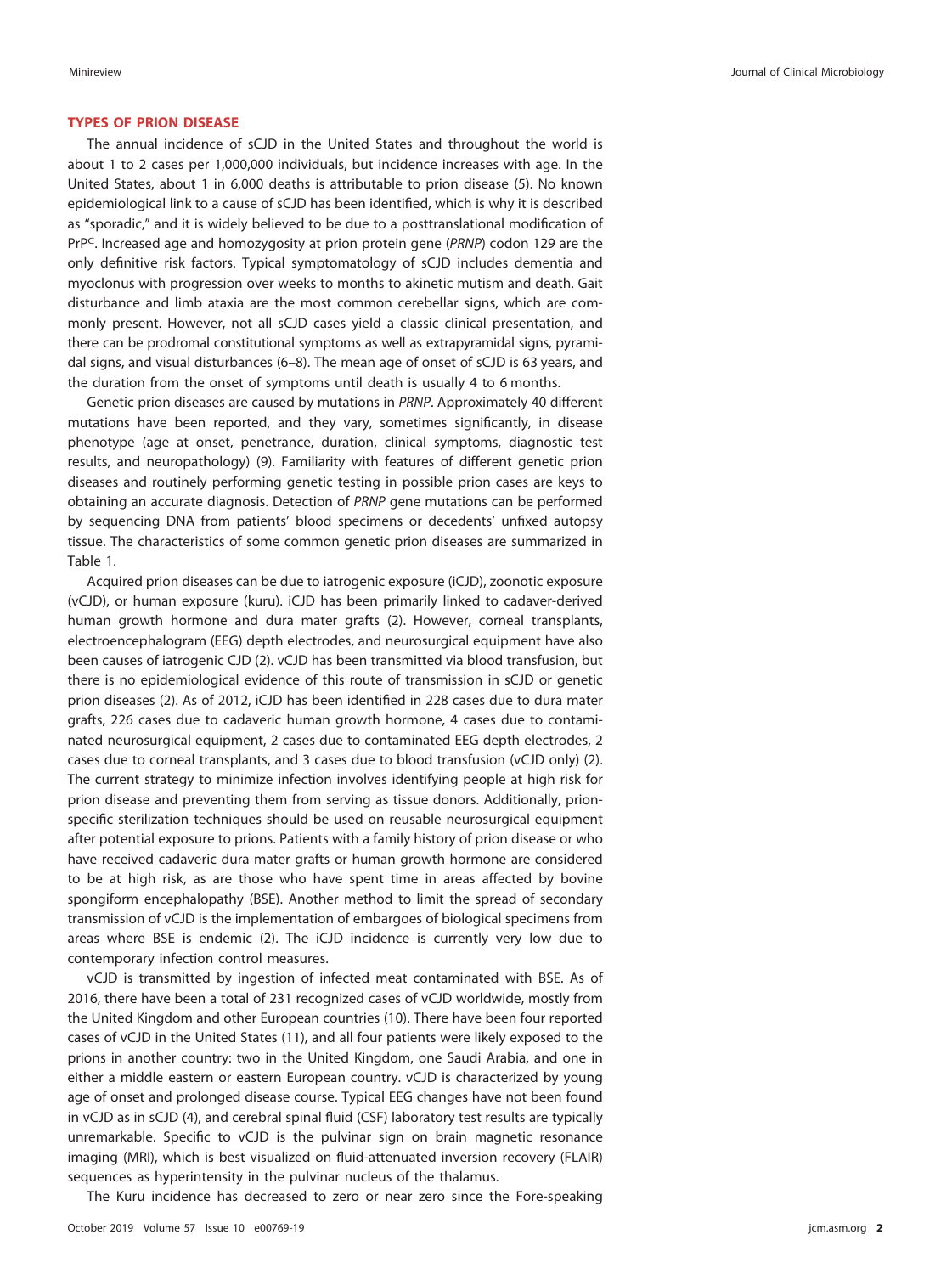## TYPES OF PRION DISEASE

The annual incidence of sCJD in the United States and throughout the world is about 1 to 2 cases per 1,000,000 individuals, but incidence increases with age. In the United States, about 1 in 6,000 deaths is attributable to prion disease (5). No known epidemiological link to a cause of sCJD has been identified, which is why it is described as "sporadic," and it is widely believed to be due to a posttranslational modification of $PrP^C$. Increased age and homozygosity at prion protein gene (*PRNP*) codon 129 are the only definitive risk factors. Typical symptomatology of sCJD includes dementia and myoclonus with progression over weeks to months to akinetic mutism and death. Gait disturbance and limb ataxia are the most common cerebellar signs, which are commonly present. However, not all sCJD cases yield a classic clinical presentation, and there can be prodromal constitutional symptoms as well as extrapyramidal signs, pyramidal signs, and visual disturbances (6–8). The mean age of onset of sCJD is 63 years, and the duration from the onset of symptoms until death is usually 4 to 6 months.

Genetic prion diseases are caused by mutations in *PRNP*. Approximately 40 different mutations have been reported, and they vary, sometimes significantly, in disease phenotype (age at onset, penetrance, duration, clinical symptoms, diagnostic test results, and neuropathology) (9). Familiarity with features of different genetic prion diseases and routinely performing genetic testing in possible prion cases are keys to obtaining an accurate diagnosis. Detection of *PRNP* gene mutations can be performed by sequencing DNA from patients' blood specimens or decedents' unfixed autopsy tissue. The characteristics of some common genetic prion diseases are summarized in Table 1.

Acquired prion diseases can be due to iatrogenic exposure (iCJD), zoonotic exposure (vCJD), or human exposure (kuru). iCJD has been primarily linked to cadaver-derived human growth hormone and dura mater grafts (2). However, corneal transplants, electroencephalogram (EEG) depth electrodes, and neurosurgical equipment have also been causes of iatrogenic CJD (2). vCJD has been transmitted via blood transfusion, but there is no epidemiological evidence of this route of transmission in sCJD or genetic prion diseases (2). As of 2012, iCJD has been identified in 228 cases due to dura mater grafts, 226 cases due to cadaveric human growth hormone, 4 cases due to contaminated neurosurgical equipment, 2 cases due to contaminated EEG depth electrodes, 2 cases due to corneal transplants, and 3 cases due to blood transfusion (vCJD only) (2). The current strategy to minimize infection involves identifying people at high risk for prion disease and preventing them from serving as tissue donors. Additionally, prion-specific sterilization techniques should be used on reusable neurosurgical equipment after potential exposure to prions. Patients with a family history of prion disease or who have received cadaveric dura mater grafts or human growth hormone are considered to be at high risk, as are those who have spent time in areas affected by bovine spongiform encephalopathy (BSE). Another method to limit the spread of secondary transmission of vCJD is the implementation of embargoes of biological specimens from areas where BSE is endemic (2). The iCJD incidence is currently very low due to contemporary infection control measures.

vCJD is transmitted by ingestion of infected meat contaminated with BSE. As of 2016, there have been a total of 231 recognized cases of vCJD worldwide, mostly from the United Kingdom and other European countries (10). There have been four reported cases of vCJD in the United States (11), and all four patients were likely exposed to the prions in another country: two in the United Kingdom, one Saudi Arabia, and one in either a middle eastern or eastern European country. vCJD is characterized by young age of onset and prolonged disease course. Typical EEG changes have not been found in vCJD as in sCJD (4), and cerebral spinal fluid (CSF) laboratory test results are typically unremarkable. Specific to vCJD is the pulvinar sign on brain magnetic resonance imaging (MRI), which is best visualized on fluid-attenuated inversion recovery (FLAIR) sequences as hyperintensity in the pulvinar nucleus of the thalamus.

The Kuru incidence has decreased to zero or near zero since the Fore-speaking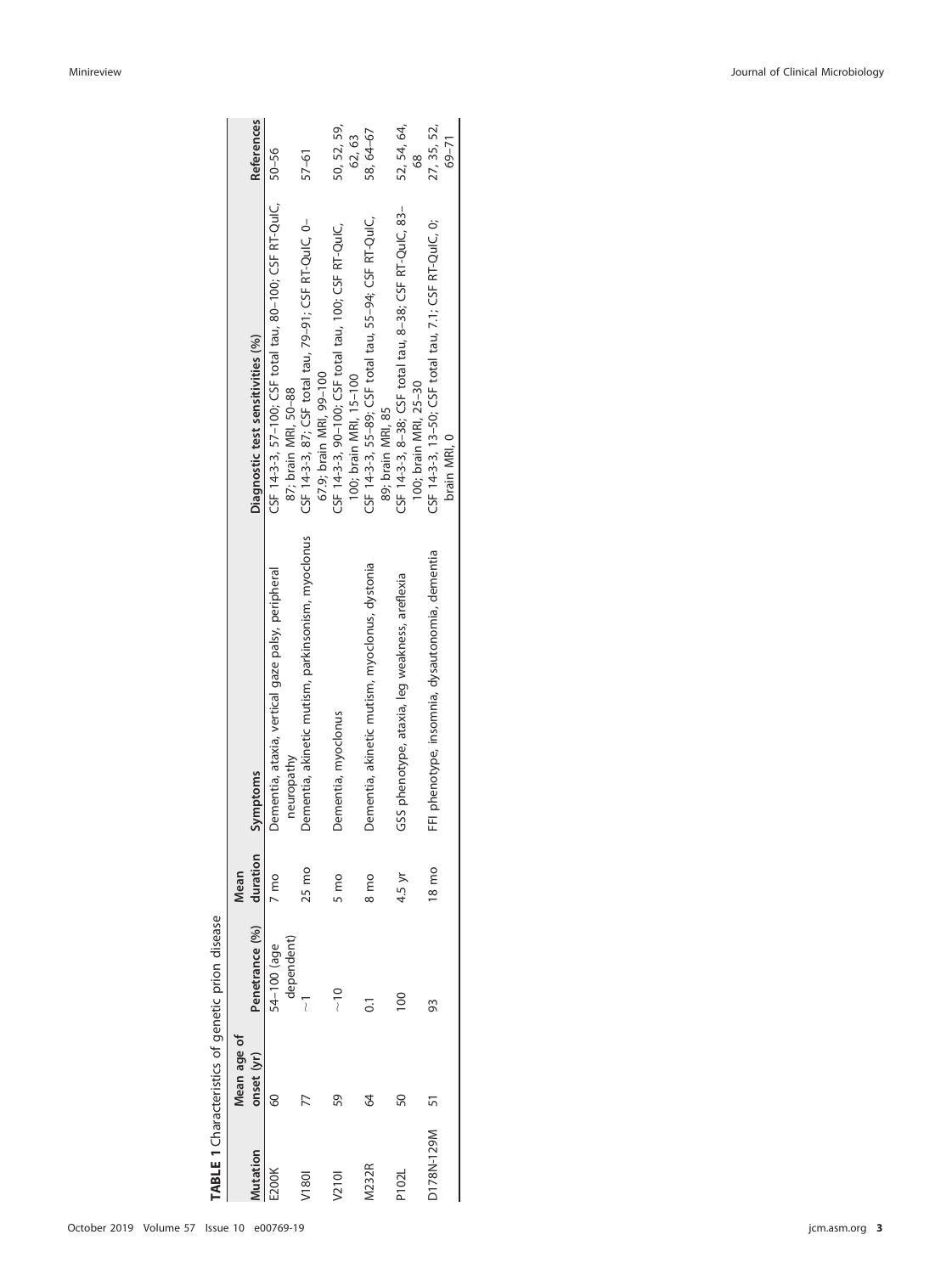**TABLE 1** Characteristics of genetic prion disease

| Mutation | Mean age of onset (yr) | Penetrance (%) | Mean duration | Symptoms | Diagnostic test sensitivities (%) | References |
|---|---|---|---|---|---|---|
| E200K | 60 | 54–100 (age dependent) | 7 mo | Dementia, ataxia, vertical gaze palsy, peripheral neuropathy | CSF 14-3-3, 57–100; CSF total tau, 80–100; CSF RT-QuIC, 87; brain MRI, 50–88 | 50–56 |
| V180I | 77 | ~1 | 25 mo | Dementia, akinetic mutism, parkinsonism, myoclonus | CSF 14-3-3, 87; CSF total tau, 79–91; CSF RT-QuIC, 0–67.9; brain MRI, 99–100 | 57–61 |
| V210I | 59 | ~10 | 5 mo | Dementia, myoclonus | CSF 14-3-3, 90–100; CSF total tau, 100; CSF RT-QuIC, 100; brain MRI, 15–100 | 50, 52, 59, 62, 63 |
| M232R | 64 | 0.1 | 8 mo | Dementia, akinetic mutism, myoclonus, dystonia | CSF 14-3-3, 55–89; CSF total tau, 55–94; CSF RT-QuIC, 89; brain MRI, 85 | 58, 64–67 |
| P102L | 50 | 100 | 4.5 yr | GSS phenotype, ataxia, leg weakness, areflexia | CSF 14-3-3, 8–38; CSF total tau, 8–38; CSF RT-QuIC, 83–100; brain MRI, 25–30 | 52, 54, 64, 68 |
| D178N-129M | 51 | 93 | 18 mo | FFI phenotype, insomnia, dysautonomia, dementia | CSF 14-3-3, 13–50; CSF total tau, 7.1; CSF RT-QuIC, 0; brain MRI, 0 | 27, 35, 52, 69–71 |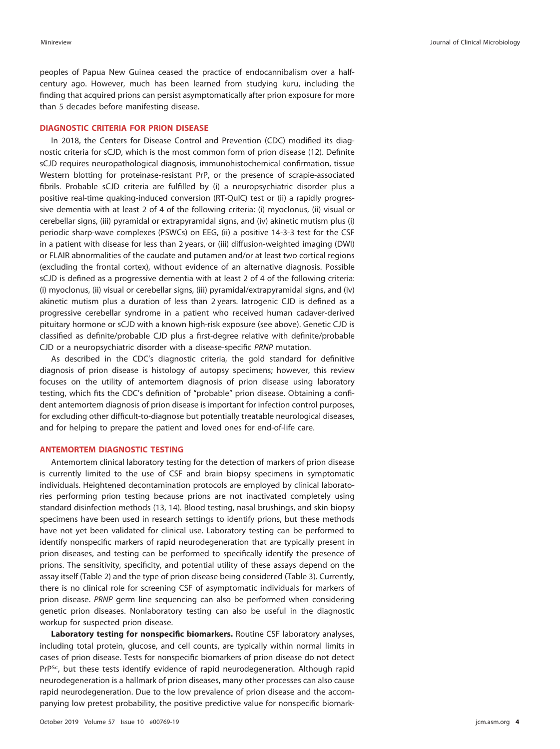peoples of Papua New Guinea ceased the practice of endocannibalism over a half-century ago. However, much has been learned from studying kuru, including the finding that acquired prions can persist asymptomatically after prion exposure for more than 5 decades before manifesting disease.

## DIAGNOSTIC CRITERIA FOR PRION DISEASE

In 2018, the Centers for Disease Control and Prevention (CDC) modified its diagnostic criteria for sCJD, which is the most common form of prion disease (12). Definite sCJD requires neuropathological diagnosis, immunohistochemical confirmation, tissue Western blotting for proteinase-resistant PrP, or the presence of scrapie-associated fibrils. Probable sCJD criteria are fulfilled by (i) a neuropsychiatric disorder plus a positive real-time quaking-induced conversion (RT-QuIC) test or (ii) a rapidly progressive dementia with at least 2 of 4 of the following criteria: (i) myoclonus, (ii) visual or cerebellar signs, (iii) pyramidal or extrapyramidal signs, and (iv) akinetic mutism plus (i) periodic sharp-wave complexes (PSWCs) on EEG, (ii) a positive 14-3-3 test for the CSF in a patient with disease for less than 2 years, or (iii) diffusion-weighted imaging (DWI) or FLAIR abnormalities of the caudate and putamen and/or at least two cortical regions (excluding the frontal cortex), without evidence of an alternative diagnosis. Possible sCJD is defined as a progressive dementia with at least 2 of 4 of the following criteria: (i) myoclonus, (ii) visual or cerebellar signs, (iii) pyramidal/extrapyramidal signs, and (iv) akinetic mutism plus a duration of less than 2 years. Iatrogenic CJD is defined as a progressive cerebellar syndrome in a patient who received human cadaver-derived pituitary hormone or sCJD with a known high-risk exposure (see above). Genetic CJD is classified as definite/probable CJD plus a first-degree relative with definite/probable CJD or a neuropsychiatric disorder with a disease-specific *PRNP* mutation.

As described in the CDC's diagnostic criteria, the gold standard for definitive diagnosis of prion disease is histology of autopsy specimens; however, this review focuses on the utility of antemortem diagnosis of prion disease using laboratory testing, which fits the CDC's definition of "probable" prion disease. Obtaining a confident antemortem diagnosis of prion disease is important for infection control purposes, for excluding other difficult-to-diagnose but potentially treatable neurological diseases, and for helping to prepare the patient and loved ones for end-of-life care.

## ANTEMORTEM DIAGNOSTIC TESTING

Antemortem clinical laboratory testing for the detection of markers of prion disease is currently limited to the use of CSF and brain biopsy specimens in symptomatic individuals. Heightened decontamination protocols are employed by clinical laboratories performing prion testing because prions are not inactivated completely using standard disinfection methods (13, 14). Blood testing, nasal brushings, and skin biopsy specimens have been used in research settings to identify prions, but these methods have not yet been validated for clinical use. Laboratory testing can be performed to identify nonspecific markers of rapid neurodegeneration that are typically present in prion diseases, and testing can be performed to specifically identify the presence of prions. The sensitivity, specificity, and potential utility of these assays depend on the assay itself (Table 2) and the type of prion disease being considered (Table 3). Currently, there is no clinical role for screening CSF of asymptomatic individuals for markers of prion disease. *PRNP* germ line sequencing can also be performed when considering genetic prion diseases. Nonlaboratory testing can also be useful in the diagnostic workup for suspected prion disease.

**Laboratory testing for nonspecific biomarkers.** Routine CSF laboratory analyses, including total protein, glucose, and cell counts, are typically within normal limits in cases of prion disease. Tests for nonspecific biomarkers of prion disease do not detect $PrP^{Sc}$, but these tests identify evidence of rapid neurodegeneration. Although rapid neurodegeneration is a hallmark of prion diseases, many other processes can also cause rapid neurodegeneration. Due to the low prevalence of prion disease and the accompanying low pretest probability, the positive predictive value for nonspecific biomark-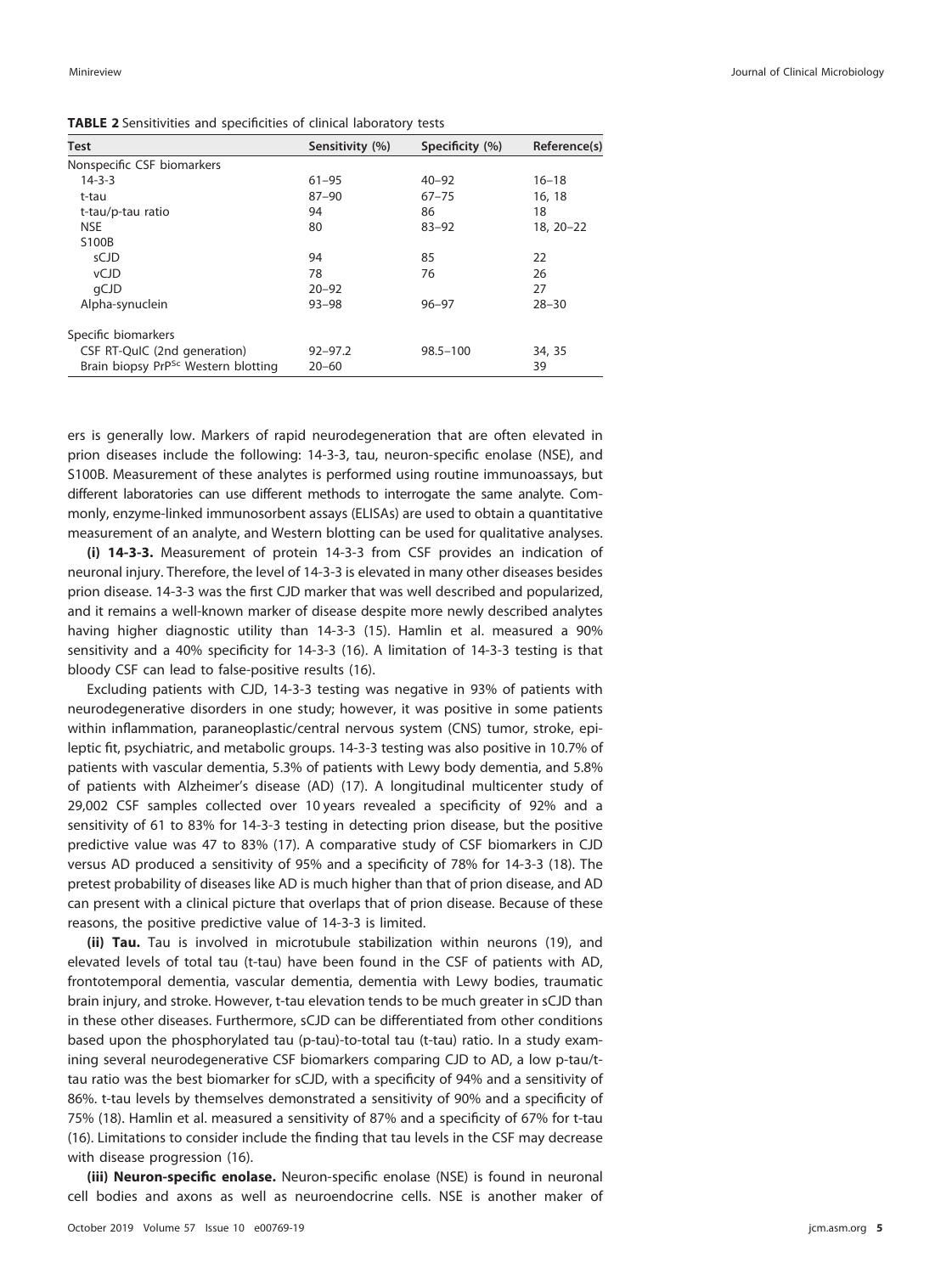**TABLE 2** Sensitivities and specificities of clinical laboratory tests

| Test | Sensitivity (%) | Specificity (%) | Reference(s) |
|---|---|---|---|
| Nonspecific CSF biomarkers | | | |
| 14-3-3 | 61–95 | 40–92 | 16–18 |
| t-tau | 87–90 | 67–75 | 16, 18 |
| t-tau/p-tau ratio | 94 | 86 | 18 |
| NSE | 80 | 83–92 | 18, 20–22 |
| S100B | | | |
| sCJD | 94 | 85 | 22 |
| vCJD | 78 | 76 | 26 |
| gCJD | 20–92 | | 27 |
| Alpha-synuclein | 93–98 | 96–97 | 28–30 |
| Specific biomarkers | | | |
| CSF RT-QuIC (2nd generation) | 92–97.2 | 98.5–100 | 34, 35 |
| Brain biopsy $PrP^{Sc}$ Western blotting | 20–60 | | 39 |

ers is generally low. Markers of rapid neurodegeneration that are often elevated in prion diseases include the following: 14-3-3, tau, neuron-specific enolase (NSE), and S100B. Measurement of these analytes is performed using routine immunoassays, but different laboratories can use different methods to interrogate the same analyte. Commonly, enzyme-linked immunosorbent assays (ELISAs) are used to obtain a quantitative measurement of an analyte, and Western blotting can be used for qualitative analyses.

**(i) 14-3-3.** Measurement of protein 14-3-3 from CSF provides an indication of neuronal injury. Therefore, the level of 14-3-3 is elevated in many other diseases besides prion disease. 14-3-3 was the first CJD marker that was well described and popularized, and it remains a well-known marker of disease despite more newly described analytes having higher diagnostic utility than 14-3-3 (15). Hamlin et al. measured a 90% sensitivity and a 40% specificity for 14-3-3 (16). A limitation of 14-3-3 testing is that bloody CSF can lead to false-positive results (16).

Excluding patients with CJD, 14-3-3 testing was negative in 93% of patients with neurodegenerative disorders in one study; however, it was positive in some patients within inflammation, paraneoplastic/central nervous system (CNS) tumor, stroke, epileptic fit, psychiatric, and metabolic groups. 14-3-3 testing was also positive in 10.7% of patients with vascular dementia, 5.3% of patients with Lewy body dementia, and 5.8% of patients with Alzheimer's disease (AD) (17). A longitudinal multicenter study of 29,002 CSF samples collected over 10 years revealed a specificity of 92% and a sensitivity of 61 to 83% for 14-3-3 testing in detecting prion disease, but the positive predictive value was 47 to 83% (17). A comparative study of CSF biomarkers in CJD versus AD produced a sensitivity of 95% and a specificity of 78% for 14-3-3 (18). The pretest probability of diseases like AD is much higher than that of prion disease, and AD can present with a clinical picture that overlaps that of prion disease. Because of these reasons, the positive predictive value of 14-3-3 is limited.

**(ii) Tau.** Tau is involved in microtubule stabilization within neurons (19), and elevated levels of total tau (t-tau) have been found in the CSF of patients with AD, frontotemporal dementia, vascular dementia, dementia with Lewy bodies, traumatic brain injury, and stroke. However, t-tau elevation tends to be much greater in sCJD than in these other diseases. Furthermore, sCJD can be differentiated from other conditions based upon the phosphorylated tau (p-tau)-to-total tau (t-tau) ratio. In a study examining several neurodegenerative CSF biomarkers comparing CJD to AD, a low p-tau/t-tau ratio was the best biomarker for sCJD, with a specificity of 94% and a sensitivity of 86%. t-tau levels by themselves demonstrated a sensitivity of 90% and a specificity of 75% (18). Hamlin et al. measured a sensitivity of 87% and a specificity of 67% for t-tau (16). Limitations to consider include the finding that tau levels in the CSF may decrease with disease progression (16).

**(iii) Neuron-specific enolase.** Neuron-specific enolase (NSE) is found in neuronal cell bodies and axons as well as neuroendocrine cells. NSE is another maker of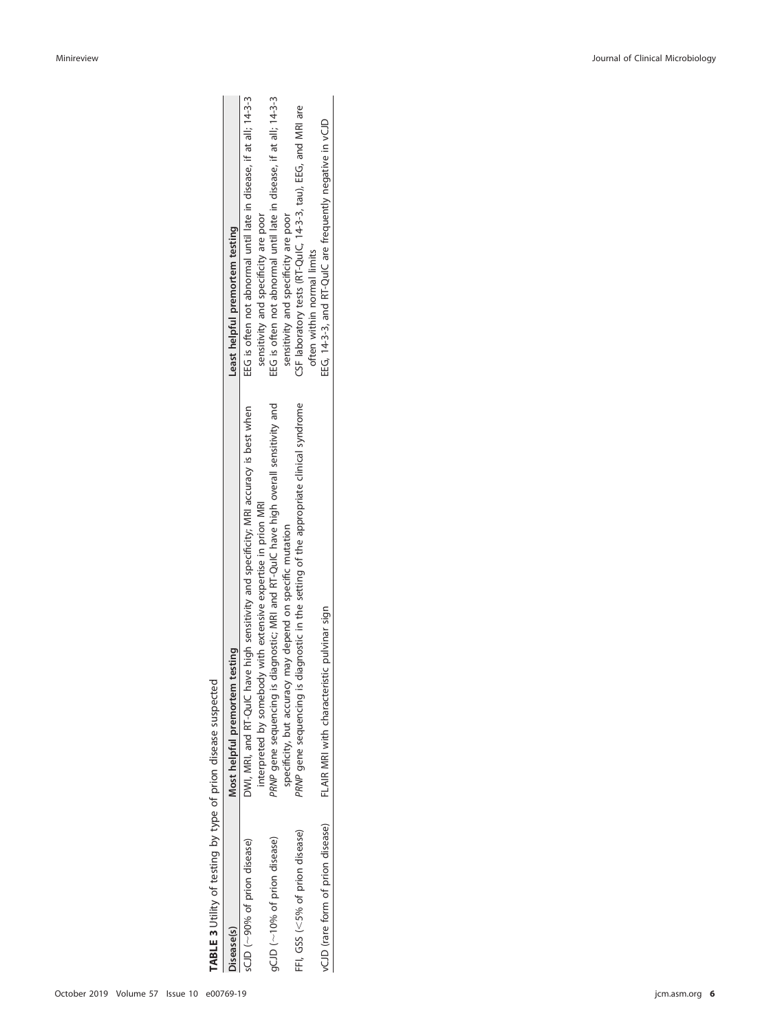**TABLE 3** Utility of testing by type of prion disease suspected

| Disease(s) | Most helpful premortem testing | Least helpful premortem testing |
| --- | --- | --- |
| sCJD (~90% of prion disease) | DWI, MRI, and RT-QuIC have high sensitivity and specificity; MRI accuracy is best when interpreted by somebody with extensive expertise in prion MRI | EEG is often not abnormal until late in disease, if at all; 14-3-3 sensitivity and specificity are poor |
| gCJD (~10% of prion disease) | *PRNP* gene sequencing is diagnostic; MRI and RT-QuIC have high overall sensitivity and specificity, but accuracy may depend on specific mutation | EEG is often not abnormal until late in disease, if at all; 14-3-3 sensitivity and specificity are poor |
| FFI, GSS (<5% of prion disease) | *PRNP* gene sequencing is diagnostic in the setting of the appropriate clinical syndrome | CSF laboratory tests (RT-QuIC, 14-3-3, tau), EEG, and MRI are often within normal limits |
| vCJD (rare form of prion disease) | FLAIR MRI with characteristic pulvinar sign | EEG, 14-3-3, and RT-QuIC are frequently negative in vCJD |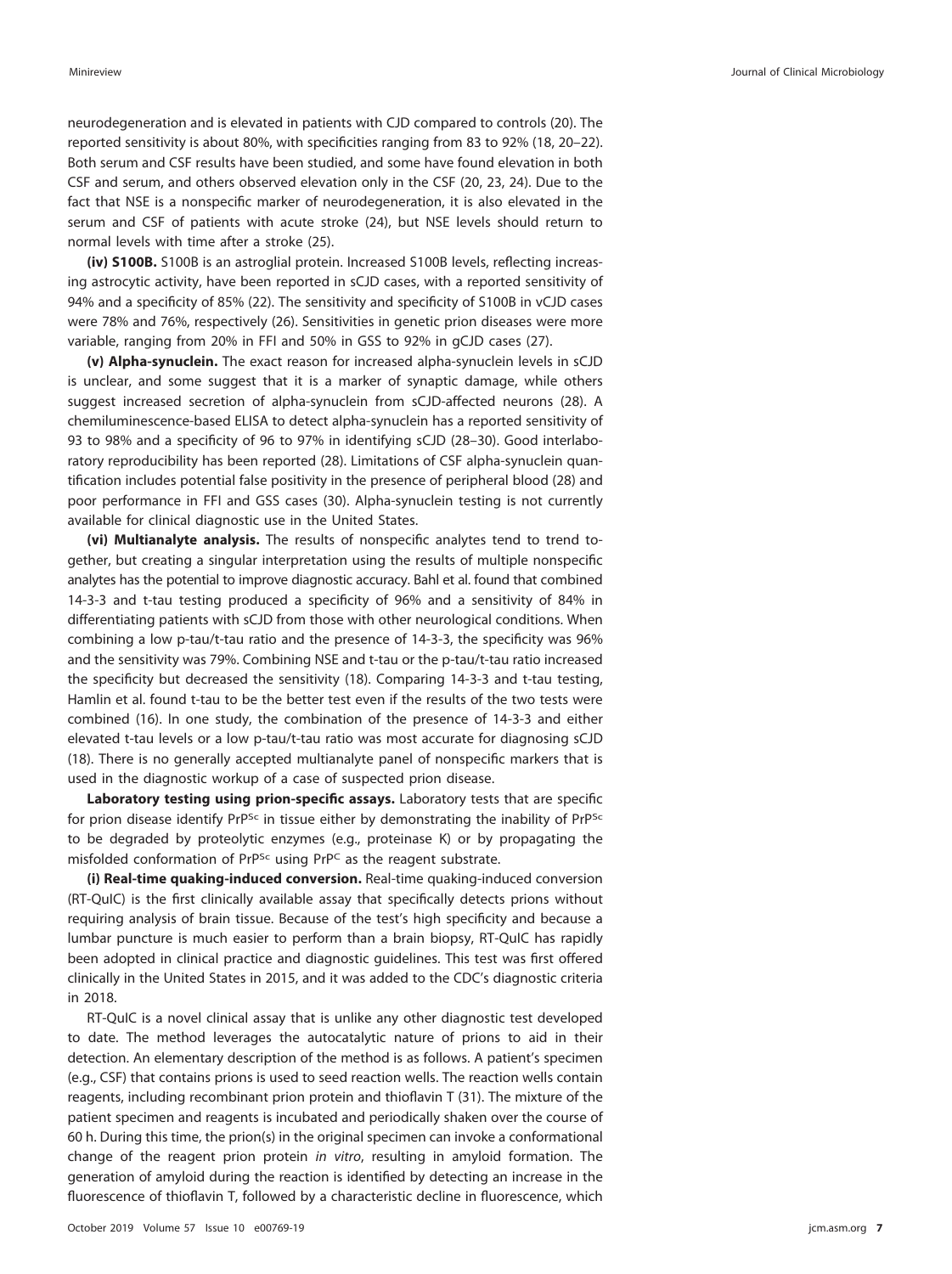neurodegeneration and is elevated in patients with CJD compared to controls (20). The reported sensitivity is about 80%, with specificities ranging from 83 to 92% (18, 20–22). Both serum and CSF results have been studied, and some have found elevation in both CSF and serum, and others observed elevation only in the CSF (20, 23, 24). Due to the fact that NSE is a nonspecific marker of neurodegeneration, it is also elevated in the serum and CSF of patients with acute stroke (24), but NSE levels should return to normal levels with time after a stroke (25).

**(iv) S100B.** S100B is an astroglial protein. Increased S100B levels, reflecting increasing astrocytic activity, have been reported in sCJD cases, with a reported sensitivity of 94% and a specificity of 85% (22). The sensitivity and specificity of S100B in vCJD cases were 78% and 76%, respectively (26). Sensitivities in genetic prion diseases were more variable, ranging from 20% in FFI and 50% in GSS to 92% in gCJD cases (27).

**(v) Alpha-synuclein.** The exact reason for increased alpha-synuclein levels in sCJD is unclear, and some suggest that it is a marker of synaptic damage, while others suggest increased secretion of alpha-synuclein from sCJD-affected neurons (28). A chemiluminescence-based ELISA to detect alpha-synuclein has a reported sensitivity of 93 to 98% and a specificity of 96 to 97% in identifying sCJD (28–30). Good interlaboratory reproducibility has been reported (28). Limitations of CSF alpha-synuclein quantification includes potential false positivity in the presence of peripheral blood (28) and poor performance in FFI and GSS cases (30). Alpha-synuclein testing is not currently available for clinical diagnostic use in the United States.

**(vi) Multianalyte analysis.** The results of nonspecific analytes tend to trend together, but creating a singular interpretation using the results of multiple nonspecific analytes has the potential to improve diagnostic accuracy. Bahl et al. found that combined 14-3-3 and t-tau testing produced a specificity of 96% and a sensitivity of 84% in differentiating patients with sCJD from those with other neurological conditions. When combining a low p-tau/t-tau ratio and the presence of 14-3-3, the specificity was 96% and the sensitivity was 79%. Combining NSE and t-tau or the p-tau/t-tau ratio increased the specificity but decreased the sensitivity (18). Comparing 14-3-3 and t-tau testing, Hamlin et al. found t-tau to be the better test even if the results of the two tests were combined (16). In one study, the combination of the presence of 14-3-3 and either elevated t-tau levels or a low p-tau/t-tau ratio was most accurate for diagnosing sCJD (18). There is no generally accepted multianalyte panel of nonspecific markers that is used in the diagnostic workup of a case of suspected prion disease.

**Laboratory testing using prion-specific assays.** Laboratory tests that are specific for prion disease identify $PrP^{Sc}$ in tissue either by demonstrating the inability of $PrP^{Sc}$ to be degraded by proteolytic enzymes (e.g., proteinase K) or by propagating the misfolded conformation of $PrP^{Sc}$ using $PrP^{C}$ as the reagent substrate.

**(i) Real-time quaking-induced conversion.** Real-time quaking-induced conversion (RT-QuIC) is the first clinically available assay that specifically detects prions without requiring analysis of brain tissue. Because of the test's high specificity and because a lumbar puncture is much easier to perform than a brain biopsy, RT-QuIC has rapidly been adopted in clinical practice and diagnostic guidelines. This test was first offered clinically in the United States in 2015, and it was added to the CDC's diagnostic criteria in 2018.

RT-QuIC is a novel clinical assay that is unlike any other diagnostic test developed to date. The method leverages the autocatalytic nature of prions to aid in their detection. An elementary description of the method is as follows. A patient's specimen (e.g., CSF) that contains prions is used to seed reaction wells. The reaction wells contain reagents, including recombinant prion protein and thioflavin T (31). The mixture of the patient specimen and reagents is incubated and periodically shaken over the course of 60 h. During this time, the prion(s) in the original specimen can invoke a conformational change of the reagent prion protein *in vitro*, resulting in amyloid formation. The generation of amyloid during the reaction is identified by detecting an increase in the fluorescence of thioflavin T, followed by a characteristic decline in fluorescence, which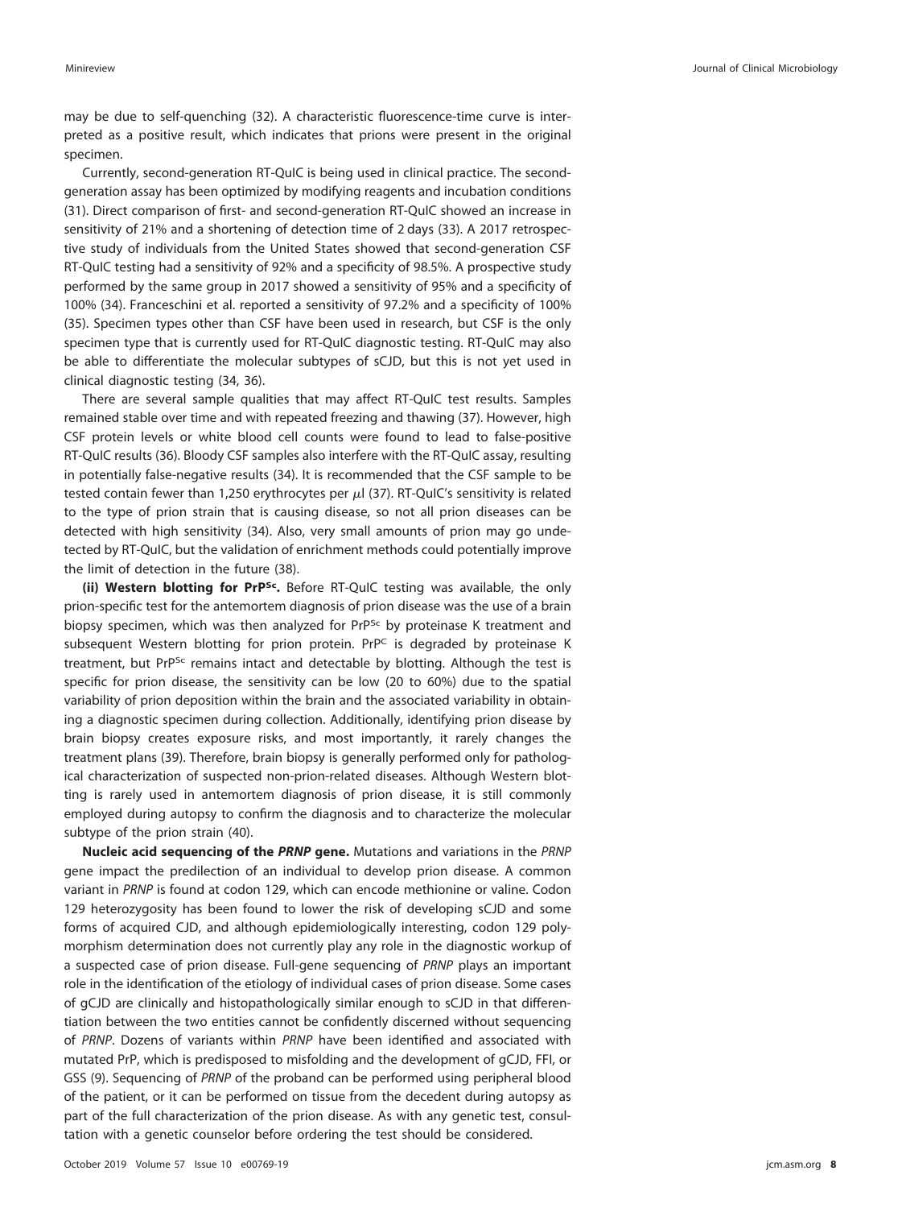may be due to self-quenching (32). A characteristic fluorescence-time curve is interpreted as a positive result, which indicates that prions were present in the original specimen.

Currently, second-generation RT-QuIC is being used in clinical practice. The second-generation assay has been optimized by modifying reagents and incubation conditions (31). Direct comparison of first- and second-generation RT-QuIC showed an increase in sensitivity of 21% and a shortening of detection time of 2 days (33). A 2017 retrospective study of individuals from the United States showed that second-generation CSF RT-QuIC testing had a sensitivity of 92% and a specificity of 98.5%. A prospective study performed by the same group in 2017 showed a sensitivity of 95% and a specificity of 100% (34). Franceschini et al. reported a sensitivity of 97.2% and a specificity of 100% (35). Specimen types other than CSF have been used in research, but CSF is the only specimen type that is currently used for RT-QuIC diagnostic testing. RT-QuIC may also be able to differentiate the molecular subtypes of sCJD, but this is not yet used in clinical diagnostic testing (34, 36).

There are several sample qualities that may affect RT-QuIC test results. Samples remained stable over time and with repeated freezing and thawing (37). However, high CSF protein levels or white blood cell counts were found to lead to false-positive RT-QuIC results (36). Bloody CSF samples also interfere with the RT-QuIC assay, resulting in potentially false-negative results (34). It is recommended that the CSF sample to be tested contain fewer than 1,250 erythrocytes per $\mu$l (37). RT-QuIC's sensitivity is related to the type of prion strain that is causing disease, so not all prion diseases can be detected with high sensitivity (34). Also, very small amounts of prion may go undetected by RT-QuIC, but the validation of enrichment methods could potentially improve the limit of detection in the future (38).

**(ii) Western blotting for $PrP^{Sc}$.** Before RT-QuIC testing was available, the only prion-specific test for the antemortem diagnosis of prion disease was the use of a brain biopsy specimen, which was then analyzed for $PrP^{Sc}$ by proteinase K treatment and subsequent Western blotting for prion protein. $PrP^{C}$ is degraded by proteinase K treatment, but $PrP^{Sc}$ remains intact and detectable by blotting. Although the test is specific for prion disease, the sensitivity can be low (20 to 60%) due to the spatial variability of prion deposition within the brain and the associated variability in obtaining a diagnostic specimen during collection. Additionally, identifying prion disease by brain biopsy creates exposure risks, and most importantly, it rarely changes the treatment plans (39). Therefore, brain biopsy is generally performed only for pathological characterization of suspected non-prion-related diseases. Although Western blotting is rarely used in antemortem diagnosis of prion disease, it is still commonly employed during autopsy to confirm the diagnosis and to characterize the molecular subtype of the prion strain (40).

**Nucleic acid sequencing of the *PRNP* gene.** Mutations and variations in the *PRNP* gene impact the predilection of an individual to develop prion disease. A common variant in *PRNP* is found at codon 129, which can encode methionine or valine. Codon 129 heterozygosity has been found to lower the risk of developing sCJD and some forms of acquired CJD, and although epidemiologically interesting, codon 129 polymorphism determination does not currently play any role in the diagnostic workup of a suspected case of prion disease. Full-gene sequencing of *PRNP* plays an important role in the identification of the etiology of individual cases of prion disease. Some cases of gCJD are clinically and histopathologically similar enough to sCJD in that differentiation between the two entities cannot be confidently discerned without sequencing of *PRNP*. Dozens of variants within *PRNP* have been identified and associated with mutated PrP, which is predisposed to misfolding and the development of gCJD, FFI, or GSS (9). Sequencing of *PRNP* of the proband can be performed using peripheral blood of the patient, or it can be performed on tissue from the decedent during autopsy as part of the full characterization of the prion disease. As with any genetic test, consultation with a genetic counselor before ordering the test should be considered.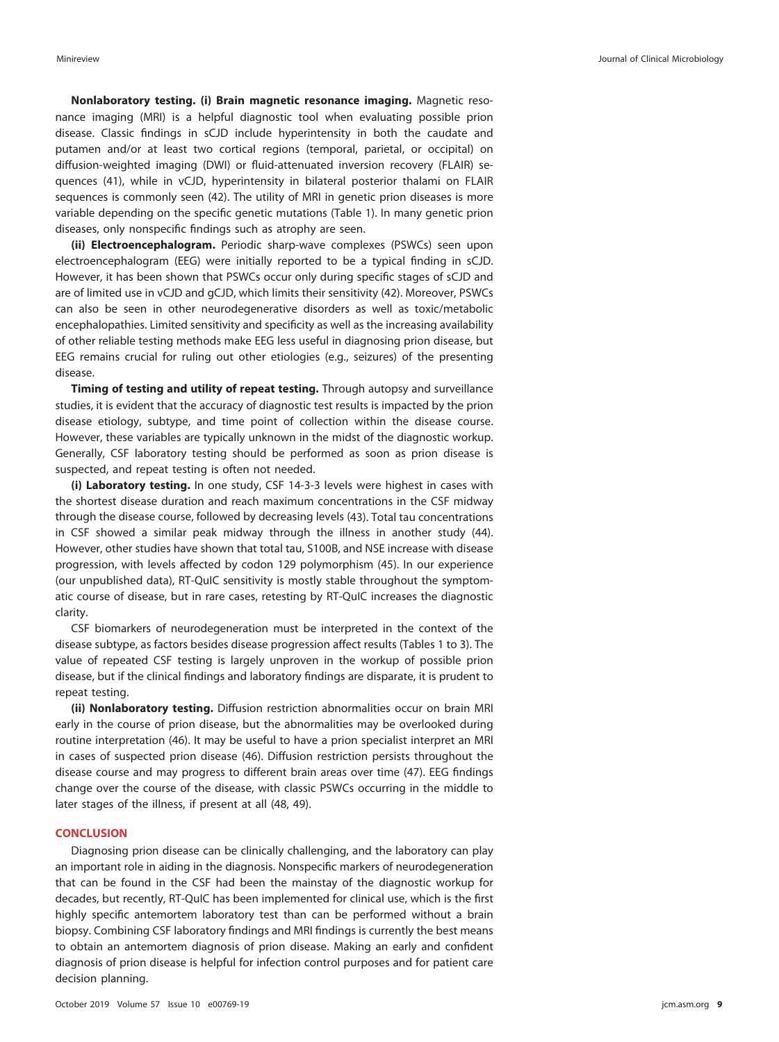**Nonlaboratory testing. (i) Brain magnetic resonance imaging.** Magnetic resonance imaging (MRI) is a helpful diagnostic tool when evaluating possible prion disease. Classic findings in sCJD include hyperintensity in both the caudate and putamen and/or at least two cortical regions (temporal, parietal, or occipital) on diffusion-weighted imaging (DWI) or fluid-attenuated inversion recovery (FLAIR) sequences (41), while in vCJD, hyperintensity in bilateral posterior thalami on FLAIR sequences is commonly seen (42). The utility of MRI in genetic prion diseases is more variable depending on the specific genetic mutations (Table 1). In many genetic prion diseases, only nonspecific findings such as atrophy are seen.

**(ii) Electroencephalogram.** Periodic sharp-wave complexes (PSWCs) seen upon electroencephalogram (EEG) were initially reported to be a typical finding in sCJD. However, it has been shown that PSWCs occur only during specific stages of sCJD and are of limited use in vCJD and gCJD, which limits their sensitivity (42). Moreover, PSWCs can also be seen in other neurodegenerative disorders as well as toxic/metabolic encephalopathies. Limited sensitivity and specificity as well as the increasing availability of other reliable testing methods make EEG less useful in diagnosing prion disease, but EEG remains crucial for ruling out other etiologies (e.g., seizures) of the presenting disease.

**Timing of testing and utility of repeat testing.** Through autopsy and surveillance studies, it is evident that the accuracy of diagnostic test results is impacted by the prion disease etiology, subtype, and time point of collection within the disease course. However, these variables are typically unknown in the midst of the diagnostic workup. Generally, CSF laboratory testing should be performed as soon as prion disease is suspected, and repeat testing is often not needed.

**(i) Laboratory testing.** In one study, CSF 14-3-3 levels were highest in cases with the shortest disease duration and reach maximum concentrations in the CSF midway through the disease course, followed by decreasing levels (43). Total tau concentrations in CSF showed a similar peak midway through the illness in another study (44). However, other studies have shown that total tau, S100B, and NSE increase with disease progression, with levels affected by codon 129 polymorphism (45). In our experience (our unpublished data), RT-QuIC sensitivity is mostly stable throughout the symptomatic course of disease, but in rare cases, retesting by RT-QuIC increases the diagnostic clarity.

CSF biomarkers of neurodegeneration must be interpreted in the context of the disease subtype, as factors besides disease progression affect results (Tables 1 to 3). The value of repeated CSF testing is largely unproven in the workup of possible prion disease, but if the clinical findings and laboratory findings are disparate, it is prudent to repeat testing.

**(ii) Nonlaboratory testing.** Diffusion restriction abnormalities occur on brain MRI early in the course of prion disease, but the abnormalities may be overlooked during routine interpretation (46). It may be useful to have a prion specialist interpret an MRI in cases of suspected prion disease (46). Diffusion restriction persists throughout the disease course and may progress to different brain areas over time (47). EEG findings change over the course of the disease, with classic PSWCs occurring in the middle to later stages of the illness, if present at all (48, 49).

## CONCLUSION

Diagnosing prion disease can be clinically challenging, and the laboratory can play an important role in aiding in the diagnosis. Nonspecific markers of neurodegeneration that can be found in the CSF had been the mainstay of the diagnostic workup for decades, but recently, RT-QuIC has been implemented for clinical use, which is the first highly specific antemortem laboratory test than can be performed without a brain biopsy. Combining CSF laboratory findings and MRI findings is currently the best means to obtain an antemortem diagnosis of prion disease. Making an early and confident diagnosis of prion disease is helpful for infection control purposes and for patient care decision planning.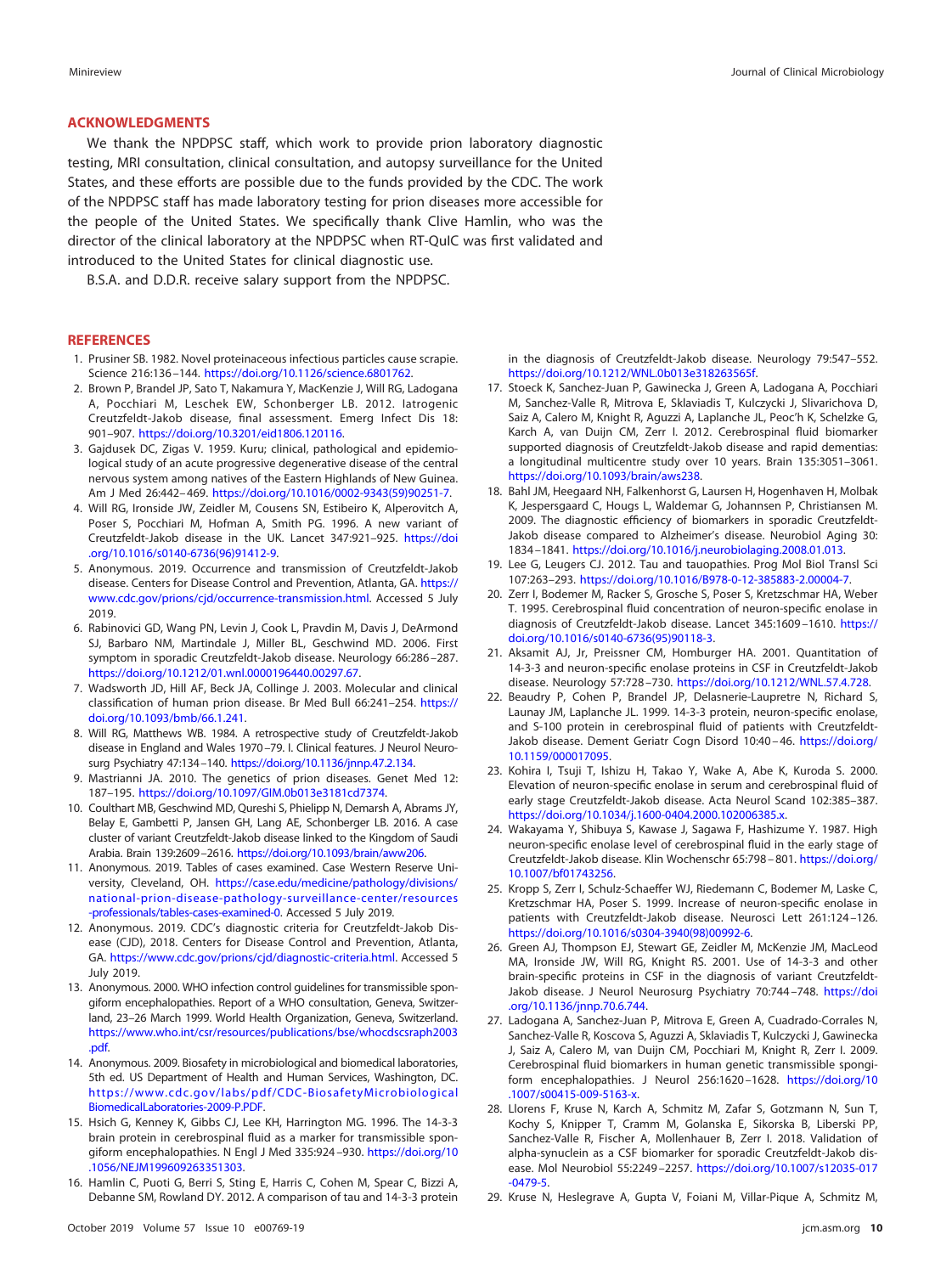## ACKNOWLEDGMENTS

We thank the NPDPSC staff, which work to provide prion laboratory diagnostic testing, MRI consultation, clinical consultation, and autopsy surveillance for the United States, and these efforts are possible due to the funds provided by the CDC. The work of the NPDPSC staff has made laboratory testing for prion diseases more accessible for the people of the United States. We specifically thank Clive Hamlin, who was the director of the clinical laboratory at the NPDPSC when RT-QuIC was first validated and introduced to the United States for clinical diagnostic use.

B.S.A. and D.D.R. receive salary support from the NPDPSC.

## REFERENCES

1. Prusiner SB. 1982. Novel proteinaceous infectious particles cause scrapie. Science 216:136–144. https://doi.org/10.1126/science.6801762.
2. Brown P, Brandel JP, Sato T, Nakamura Y, MacKenzie J, Will RG, Ladogana A, Pocchiari M, Leschek EW, Schonberger LB. 2012. Iatrogenic Creutzfeldt-Jakob disease, final assessment. Emerg Infect Dis 18:901–907. https://doi.org/10.3201/eid1806.120116.
3. Gajdusek DC, Zigas V. 1959. Kuru; clinical, pathological and epidemiological study of an acute progressive degenerative disease of the central nervous system among natives of the Eastern Highlands of New Guinea. Am J Med 26:442–469. https://doi.org/10.1016/0002-9343(59)90251-7.
4. Will RG, Ironside JW, Zeidler M, Cousens SN, Estibeiro K, Alperovitch A, Poser S, Pocchiari M, Hofman A, Smith PG. 1996. A new variant of Creutzfeldt-Jakob disease in the UK. Lancet 347:921–925. https://doi.org/10.1016/s0140-6736(96)91412-9.
5. Anonymous. 2019. Occurrence and transmission of Creutzfeldt-Jakob disease. Centers for Disease Control and Prevention, Atlanta, GA. https://www.cdc.gov/prions/cjd/occurrence-transmission.html. Accessed 5 July 2019.
6. Rabinovici GD, Wang PN, Levin J, Cook L, Pravdin M, Davis J, DeArmond SJ, Barbaro NM, Martindale J, Miller BL, Geschwind MD. 2006. First symptom in sporadic Creutzfeldt-Jakob disease. Neurology 66:286–287. https://doi.org/10.1212/01.wnl.0000196440.00297.67.
7. Wadsworth JD, Hill AF, Beck JA, Collinge J. 2003. Molecular and clinical classification of human prion disease. Br Med Bull 66:241–254. https://doi.org/10.1093/bmb/66.1.241.
8. Will RG, Matthews WB. 1984. A retrospective study of Creutzfeldt-Jakob disease in England and Wales 1970–79. I. Clinical features. J Neurol Neurosurg Psychiatry 47:134–140. https://doi.org/10.1136/jnnp.47.2.134.
9. Mastrianni JA. 2010. The genetics of prion diseases. Genet Med 12:187–195. https://doi.org/10.1097/GIM.0b013e3181cd7374.
10. Coulthart MB, Geschwind MD, Qureshi S, Phielipp N, Demarsh A, Abrams JY, Belay E, Gambetti P, Jansen GH, Lang AE, Schonberger LB. 2016. A case cluster of variant Creutzfeldt-Jakob disease linked to the Kingdom of Saudi Arabia. Brain 139:2609–2616. https://doi.org/10.1093/brain/aww206.
11. Anonymous. 2019. Tables of cases examined. Case Western Reserve University, Cleveland, OH. https://case.edu/medicine/pathology/divisions/national-prion-disease-pathology-surveillance-center/resources-professionals/tables-cases-examined-0. Accessed 5 July 2019.
12. Anonymous. 2019. CDC's diagnostic criteria for Creutzfeldt-Jakob Disease (CJD), 2018. Centers for Disease Control and Prevention, Atlanta, GA. https://www.cdc.gov/prions/cjd/diagnostic-criteria.html. Accessed 5 July 2019.
13. Anonymous. 2000. WHO infection control guidelines for transmissible spongiform encephalopathies. Report of a WHO consultation, Geneva, Switzerland, 23–26 March 1999. World Health Organization, Geneva, Switzerland. https://www.who.int/csr/resources/publications/bse/whocdscsraph2003.pdf.
14. Anonymous. 2009. Biosafety in microbiological and biomedical laboratories, 5th ed. US Department of Health and Human Services, Washington, DC. https://www.cdc.gov/labs/pdf/CDC-BiosafetyMicrobiologicalBiomedicalLaboratories-2009-P.PDF.
15. Hsich G, Kenney K, Gibbs CJ, Lee KH, Harrington MG. 1996. The 14-3-3 brain protein in cerebrospinal fluid as a marker for transmissible spongiform encephalopathies. N Engl J Med 335:924–930. https://doi.org/10.1056/NEJM199609263351303.
16. Hamlin C, Puoti G, Berri S, Sting E, Harris C, Cohen M, Spear C, Bizzi A, Debanne SM, Rowland DY. 2012. A comparison of tau and 14-3-3 protein in the diagnosis of Creutzfeldt-Jakob disease. Neurology 79:547–552. https://doi.org/10.1212/WNL.0b013e318263565f.
17. Stoeck K, Sanchez-Juan P, Gawinecka J, Green A, Ladogana A, Pocchiari M, Sanchez-Valle R, Mitrova E, Sklaviadis T, Kulczycki J, Slivarichova D, Saiz A, Calero M, Knight R, Aguzzi A, Laplanche JL, Peoc'h K, Schelzke G, Karch A, van Duijn CM, Zerr I. 2012. Cerebrospinal fluid biomarker supported diagnosis of Creutzfeldt-Jakob disease and rapid dementias: a longitudinal multicentre study over 10 years. Brain 135:3051–3061. https://doi.org/10.1093/brain/aws238.
18. Bahl JM, Heegaard NH, Falkenhorst G, Laursen H, Hogenhaven H, Molbak K, Jespersgaard C, Hougs L, Waldemar G, Johannsen P, Christiansen M. 2009. The diagnostic efficiency of biomarkers in sporadic Creutzfeldt-Jakob disease compared to Alzheimer's disease. Neurobiol Aging 30:1834–1841. https://doi.org/10.1016/j.neurobiolaging.2008.01.013.
19. Lee G, Leugers CJ. 2012. Tau and tauopathies. Prog Mol Biol Transl Sci 107:263–293. https://doi.org/10.1016/B978-0-12-385883-2.00004-7.
20. Zerr I, Bodemer M, Racker S, Grosche S, Poser S, Kretzschmar HA, Weber T. 1995. Cerebrospinal fluid concentration of neuron-specific enolase in diagnosis of Creutzfeldt-Jakob disease. Lancet 345:1609–1610. https://doi.org/10.1016/s0140-6736(95)90118-3.
21. Aksamit AJ, Jr, Preissner CM, Homburger HA. 2001. Quantitation of 14-3-3 and neuron-specific enolase proteins in CSF in Creutzfeldt-Jakob disease. Neurology 57:728–730. https://doi.org/10.1212/WNL.57.4.728.
22. Beaudry P, Cohen P, Brandel JP, Delasnerie-Laupretre N, Richard S, Launay JM, Laplanche JL. 1999. 14-3-3 protein, neuron-specific enolase, and S-100 protein in cerebrospinal fluid of patients with Creutzfeldt-Jakob disease. Dement Geriatr Cogn Disord 10:40–46. https://doi.org/10.1159/000017095.
23. Kohira I, Tsuji T, Ishizu H, Takao Y, Wake A, Abe K, Kuroda S. 2000. Elevation of neuron-specific enolase in serum and cerebrospinal fluid of early stage Creutzfeldt-Jakob disease. Acta Neurol Scand 102:385–387. https://doi.org/10.1034/j.1600-0404.2000.102006385.x.
24. Wakayama Y, Shibuya S, Kawase J, Sagawa F, Hashizume Y. 1987. High neuron-specific enolase level of cerebrospinal fluid in the early stage of Creutzfeldt-Jakob disease. Klin Wochenschr 65:798–801. https://doi.org/10.1007/bf01743256.
25. Kropp S, Zerr I, Schulz-Schaeffer WJ, Riedemann C, Bodemer M, Laske C, Kretzschmar HA, Poser S. 1999. Increase of neuron-specific enolase in patients with Creutzfeldt-Jakob disease. Neurosci Lett 261:124–126. https://doi.org/10.1016/s0304-3940(98)00992-6.
26. Green AJ, Thompson EJ, Stewart GE, Zeidler M, McKenzie JM, MacLeod MA, Ironside JW, Will RG, Knight RS. 2001. Use of 14-3-3 and other brain-specific proteins in CSF in the diagnosis of variant Creutzfeldt-Jakob disease. J Neurol Neurosurg Psychiatry 70:744–748. https://doi.org/10.1136/jnnp.70.6.744.
27. Ladogana A, Sanchez-Juan P, Mitrova E, Green A, Cuadrado-Corrales N, Sanchez-Valle R, Koscova S, Aguzzi A, Sklaviadis T, Kulczycki J, Gawinecka J, Saiz A, Calero M, van Duijn CM, Pocchiari M, Knight R, Zerr I. 2009. Cerebrospinal fluid biomarkers in human genetic transmissible spongiform encephalopathies. J Neurol 256:1620–1628. https://doi.org/10.1007/s00415-009-5163-x.
28. Llorens F, Kruse N, Karch A, Schmitz M, Zafar S, Gotzmann N, Sun T, Kochy S, Knipper T, Cramm M, Golanska E, Sikorska B, Liberski PP, Sanchez-Valle R, Fischer A, Mollenhauer B, Zerr I. 2018. Validation of alpha-synuclein as a CSF biomarker for sporadic Creutzfeldt-Jakob disease. Mol Neurobiol 55:2249–2257. https://doi.org/10.1007/s12035-017-0479-5.
29. Kruse N, Heslegrave A, Gupta V, Foiani M, Villar-Pique A, Schmitz M,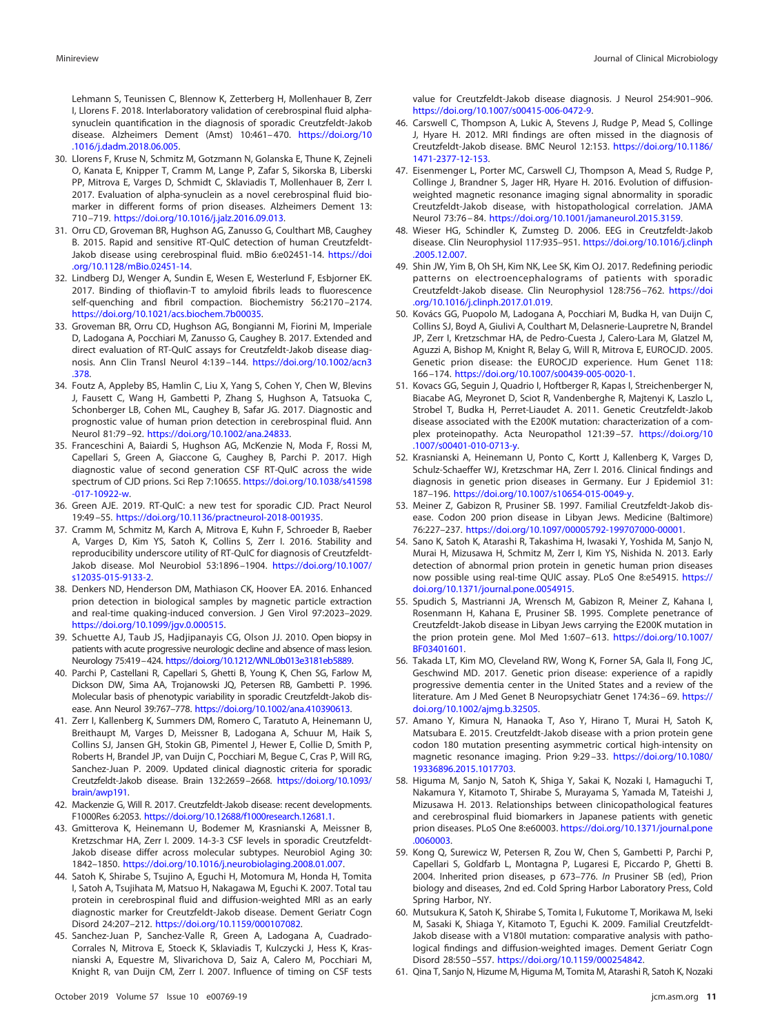Lehmann S, Teunissen C, Blennow K, Zetterberg H, Mollenhauer B, Zerr I, Llorens F. 2018. Interlaboratory validation of cerebrospinal fluid alpha-synuclein quantification in the diagnosis of sporadic Creutzfeldt-Jakob disease. Alzheimers Dement (Amst) 10:461–470. https://doi.org/10.1016/j.dadm.2018.06.005.

30. Llorens F, Kruse N, Schmitz M, Gotzmann N, Golanska E, Thune K, Zejneli O, Kanata E, Knipper T, Cramm M, Lange P, Zafar S, Sikorska B, Liberski PP, Mitrova E, Varges D, Schmidt C, Sklaviadis T, Mollenhauer B, Zerr I. 2017. Evaluation of alpha-synuclein as a novel cerebrospinal fluid biomarker in different forms of prion diseases. Alzheimers Dement 13:710–719. https://doi.org/10.1016/j.jalz.2016.09.013.
31. Orru CD, Groveman BR, Hughson AG, Zanusso G, Coulthart MB, Caughey B. 2015. Rapid and sensitive RT-QuIC detection of human Creutzfeldt-Jakob disease using cerebrospinal fluid. mBio 6:e02451-14. https://doi.org/10.1128/mBio.02451-14.
32. Lindberg DJ, Wenger A, Sundin E, Wesen E, Westerlund F, Esbjorner EK. 2017. Binding of thioflavin-T to amyloid fibrils leads to fluorescence self-quenching and fibril compaction. Biochemistry 56:2170–2174. https://doi.org/10.1021/acs.biochem.7b00035.
33. Groveman BR, Orru CD, Hughson AG, Bongianni M, Fiorini M, Imperiale D, Ladogana A, Pocchiari M, Zanusso G, Caughey B. 2017. Extended and direct evaluation of RT-QuIC assays for Creutzfeldt-Jakob disease diagnosis. Ann Clin Transl Neurol 4:139–144. https://doi.org/10.1002/acn3.378.
34. Foutz A, Appleby BS, Hamlin C, Liu X, Yang S, Cohen Y, Chen W, Blevins J, Fausett C, Wang H, Gambetti P, Zhang S, Hughson A, Tatsuoka C, Schonberger LB, Cohen ML, Caughey B, Safar JG. 2017. Diagnostic and prognostic value of human prion detection in cerebrospinal fluid. Ann Neurol 81:79–92. https://doi.org/10.1002/ana.24833.
35. Franceschini A, Baiardi S, Hughson AG, McKenzie N, Moda F, Rossi M, Capellari S, Green A, Giaccone G, Caughey B, Parchi P. 2017. High diagnostic value of second generation CSF RT-QuIC across the wide spectrum of CJD prions. Sci Rep 7:10655. https://doi.org/10.1038/s41598-017-10922-w.
36. Green AJE. 2019. RT-QuIC: a new test for sporadic CJD. Pract Neurol 19:49–55. https://doi.org/10.1136/practneurol-2018-001935.
37. Cramm M, Schmitz M, Karch A, Mitrova E, Kuhn F, Schroeder B, Raeber A, Varges D, Kim YS, Satoh K, Collins S, Zerr I. 2016. Stability and reproducibility underscore utility of RT-QuIC for diagnosis of Creutzfeldt-Jakob disease. Mol Neurobiol 53:1896–1904. https://doi.org/10.1007/s12035-015-9133-2.
38. Denkers ND, Henderson DM, Mathiason CK, Hoover EA. 2016. Enhanced prion detection in biological samples by magnetic particle extraction and real-time quaking-induced conversion. J Gen Virol 97:2023–2029. https://doi.org/10.1099/jgv.0.000515.
39. Schuette AJ, Taub JS, Hadjipanayis CG, Olson JJ. 2010. Open biopsy in patients with acute progressive neurologic decline and absence of mass lesion. Neurology 75:419–424. https://doi.org/10.1212/WNL.0b013e3181eb5889.
40. Parchi P, Castellani R, Capellari S, Ghetti B, Young K, Chen SG, Farlow M, Dickson DW, Sima AA, Trojanowski JQ, Petersen RB, Gambetti P. 1996. Molecular basis of phenotypic variability in sporadic Creutzfeldt-Jakob disease. Ann Neurol 39:767–778. https://doi.org/10.1002/ana.410390613.
41. Zerr I, Kallenberg K, Summers DM, Romero C, Taratuto A, Heinemann U, Breithaupt M, Varges D, Meissner B, Ladogana A, Schuur M, Haik S, Collins SJ, Jansen GH, Stokin GB, Pimentel J, Hewer E, Collie D, Smith P, Roberts H, Brandel JP, van Duijn C, Pocchiari M, Begue C, Cras P, Will RG, Sanchez-Juan P. 2009. Updated clinical diagnostic criteria for sporadic Creutzfeldt-Jakob disease. Brain 132:2659–2668. https://doi.org/10.1093/brain/awp191.
42. Mackenzie G, Will R. 2017. Creutzfeldt-Jakob disease: recent developments. F1000Res 6:2053. https://doi.org/10.12688/f1000research.12681.1.
43. Gmitterova K, Heinemann U, Bodemer M, Krasnianski A, Meissner B, Kretzschmar HA, Zerr I. 2009. 14-3-3 CSF levels in sporadic Creutzfeldt-Jakob disease differ across molecular subtypes. Neurobiol Aging 30:1842–1850. https://doi.org/10.1016/j.neurobiolaging.2008.01.007.
44. Satoh K, Shirabe S, Tsujino A, Eguchi H, Motomura M, Honda H, Tomita I, Satoh A, Tsujihata M, Matsuo H, Nakagawa M, Eguchi K. 2007. Total tau protein in cerebrospinal fluid and diffusion-weighted MRI as an early diagnostic marker for Creutzfeldt-Jakob disease. Dement Geriatr Cogn Disord 24:207–212. https://doi.org/10.1159/000107082.
45. Sanchez-Juan P, Sanchez-Valle R, Green A, Ladogana A, Cuadrado-Corrales N, Mitrova E, Stoeck K, Sklaviadis T, Kulczycki J, Hess K, Krasnianski A, Equestre M, Slivarichova D, Saiz A, Calero M, Pocchiari M, Knight R, van Duijn CM, Zerr I. 2007. Influence of timing on CSF tests value for Creutzfeldt-Jakob disease diagnosis. J Neurol 254:901–906. https://doi.org/10.1007/s00415-006-0472-9.
46. Carswell C, Thompson A, Lukic A, Stevens J, Rudge P, Mead S, Collinge J, Hyare H. 2012. MRI findings are often missed in the diagnosis of Creutzfeldt-Jakob disease. BMC Neurol 12:153. https://doi.org/10.1186/1471-2377-12-153.
47. Eisenmenger L, Porter MC, Carswell CJ, Thompson A, Mead S, Rudge P, Collinge J, Brandner S, Jager HR, Hyare H. 2016. Evolution of diffusion-weighted magnetic resonance imaging signal abnormality in sporadic Creutzfeldt-Jakob disease, with histopathological correlation. JAMA Neurol 73:76–84. https://doi.org/10.1001/jamaneurol.2015.3159.
48. Wieser HG, Schindler K, Zumsteg D. 2006. EEG in Creutzfeldt-Jakob disease. Clin Neurophysiol 117:935–951. https://doi.org/10.1016/j.clinph.2005.12.007.
49. Shin JW, Yim B, Oh SH, Kim NK, Lee SK, Kim OJ. 2017. Redefining periodic patterns on electroencephalograms of patients with sporadic Creutzfeldt-Jakob disease. Clin Neurophysiol 128:756–762. https://doi.org/10.1016/j.clinph.2017.01.019.
50. Kovács GG, Puopolo M, Ladogana A, Pocchiari M, Budka H, van Duijn C, Collins SJ, Boyd A, Giulivi A, Coulthart M, Delasnerie-Laupretre N, Brandel JP, Zerr I, Kretzschmar HA, de Pedro-Cuesta J, Calero-Lara M, Glatzel M, Aguzzi A, Bishop M, Knight R, Belay G, Will R, Mitrova E, EUROCJD. 2005. Genetic prion disease: the EUROCJD experience. Hum Genet 118:166–174. https://doi.org/10.1007/s00439-005-0020-1.
51. Kovacs GG, Seguin J, Quadrio I, Hoftberger R, Kapas I, Streichenberger N, Biacabe AG, Meyronet D, Sciot R, Vandenberghe R, Majtenyi K, Laszlo L, Strobel T, Budka H, Perret-Liaudet A. 2011. Genetic Creutzfeldt-Jakob disease associated with the E200K mutation: characterization of a complex proteinopathy. Acta Neuropathol 121:39–57. https://doi.org/10.1007/s00401-010-0713-y.
52. Krasnianski A, Heinemann U, Ponto C, Kortt J, Kallenberg K, Varges D, Schulz-Schaeffer WJ, Kretzschmar HA, Zerr I. 2016. Clinical findings and diagnosis in genetic prion diseases in Germany. Eur J Epidemiol 31:187–196. https://doi.org/10.1007/s10654-015-0049-y.
53. Meiner Z, Gabizon R, Prusiner SB. 1997. Familial Creutzfeldt-Jakob disease. Codon 200 prion disease in Libyan Jews. Medicine (Baltimore) 76:227–237. https://doi.org/10.1097/00005792-199707000-00001.
54. Sano K, Satoh K, Atarashi R, Takashima H, Iwasaki Y, Yoshida M, Sanjo N, Murai H, Mizusawa H, Schmitz M, Zerr I, Kim YS, Nishida N. 2013. Early detection of abnormal prion protein in genetic human prion diseases now possible using real-time QUIC assay. PLoS One 8:e54915. https://doi.org/10.1371/journal.pone.0054915.
55. Spudich S, Mastrianni JA, Wrensch M, Gabizon R, Meiner Z, Kahana I, Rosenmann H, Kahana E, Prusiner SB. 1995. Complete penetrance of Creutzfeldt-Jakob disease in Libyan Jews carrying the E200K mutation in the prion protein gene. Mol Med 1:607–613. https://doi.org/10.1007/BF03401601.
56. Takada LT, Kim MO, Cleveland RW, Wong K, Forner SA, Gala II, Fong JC, Geschwind MD. 2017. Genetic prion disease: experience of a rapidly progressive dementia center in the United States and a review of the literature. Am J Med Genet B Neuropsychiatr Genet 174:36–69. https://doi.org/10.1002/ajmg.b.32505.
57. Amano Y, Kimura N, Hanaoka T, Aso Y, Hirano T, Murai H, Satoh K, Matsubara E. 2015. Creutzfeldt-Jakob disease with a prion protein gene codon 180 mutation presenting asymmetric cortical high-intensity on magnetic resonance imaging. Prion 9:29–33. https://doi.org/10.1080/19336896.2015.1017703.
58. Higuma M, Sanjo N, Satoh K, Shiga Y, Sakai K, Nozaki I, Hamaguchi T, Nakamura Y, Kitamoto T, Shirabe S, Murayama S, Yamada M, Tateishi J, Mizusawa H. 2013. Relationships between clinicopathological features and cerebrospinal fluid biomarkers in Japanese patients with genetic prion diseases. PLoS One 8:e60003. https://doi.org/10.1371/journal.pone.0060003.
59. Kong Q, Surewicz W, Petersen R, Zou W, Chen S, Gambetti P, Parchi P, Capellari S, Goldfarb L, Montagna P, Lugaresi E, Piccardo P, Ghetti B. 2004. Inherited prion diseases, p 673–776. *In* Prusiner SB (ed), Prion biology and diseases, 2nd ed. Cold Spring Harbor Laboratory Press, Cold Spring Harbor, NY.
60. Mutsukura K, Satoh K, Shirabe S, Tomita I, Fukutome T, Morikawa M, Iseki M, Sasaki K, Shiaga Y, Kitamoto T, Eguchi K. 2009. Familial Creutzfeldt-Jakob disease with a V180I mutation: comparative analysis with pathological findings and diffusion-weighted images. Dement Geriatr Cogn Disord 28:550–557. https://doi.org/10.1159/000254842.
61. Qina T, Sanjo N, Hizume M, Higuma M, Tomita M, Atarashi R, Satoh K, Nozaki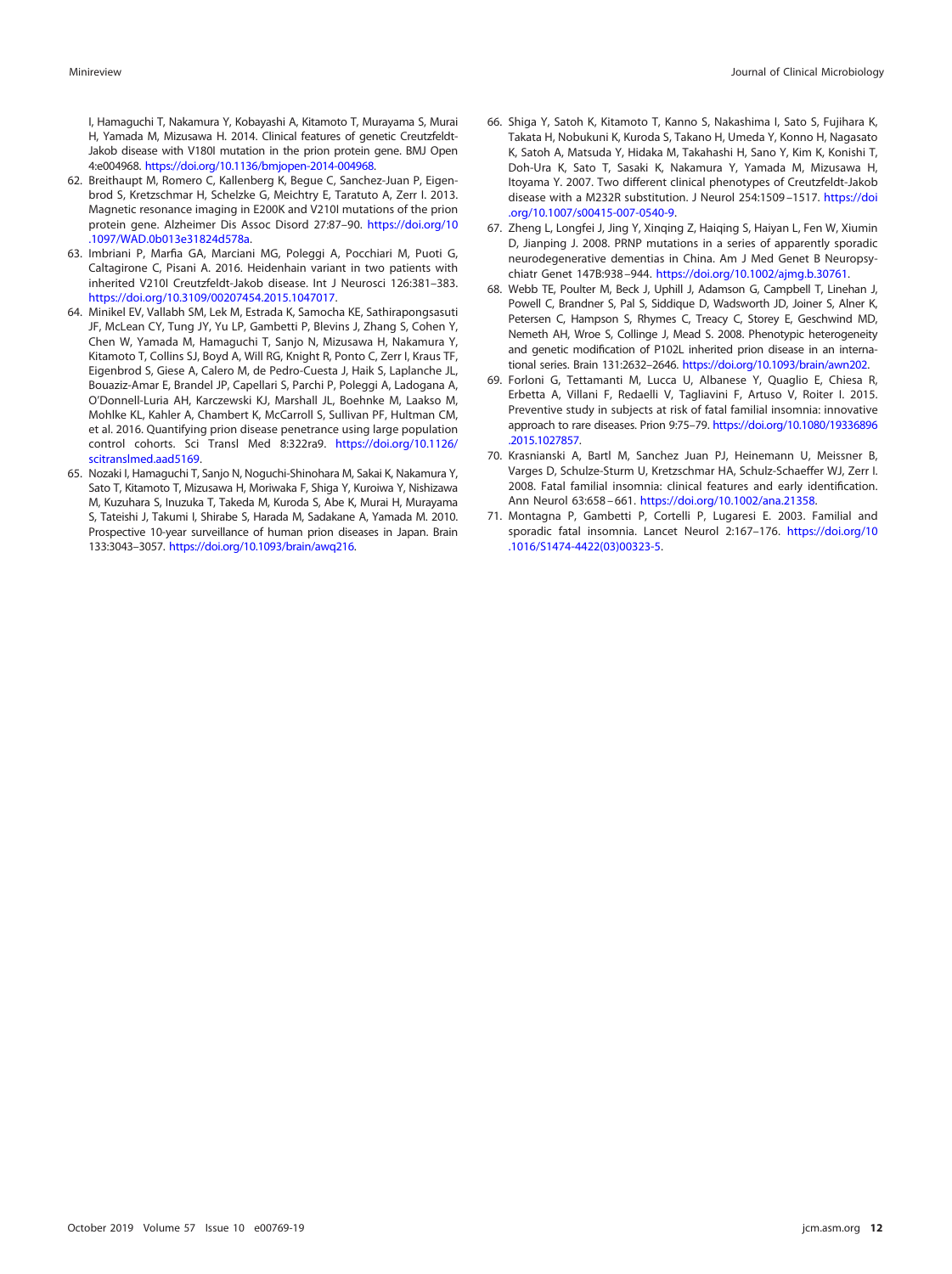I, Hamaguchi T, Nakamura Y, Kobayashi A, Kitamoto T, Murayama S, Murai H, Yamada M, Mizusawa H. 2014. Clinical features of genetic Creutzfeldt-Jakob disease with V180I mutation in the prion protein gene. BMJ Open 4:e004968. https://doi.org/10.1136/bmjopen-2014-004968.

62. Breithaupt M, Romero C, Kallenberg K, Begue C, Sanchez-Juan P, Eigenbrod S, Kretzschmar H, Schelzke G, Meichtry E, Taratuto A, Zerr I. 2013. Magnetic resonance imaging in E200K and V210I mutations of the prion protein gene. Alzheimer Dis Assoc Disord 27:87–90. https://doi.org/10.1097/WAD.0b013e31824d578a.
63. Imbriani P, Marfia GA, Marciani MG, Poleggi A, Pocchiari M, Puoti G, Caltagirone C, Pisani A. 2016. Heidenhain variant in two patients with inherited V210I Creutzfeldt-Jakob disease. Int J Neurosci 126:381–383. https://doi.org/10.3109/00207454.2015.1047017.
64. Minikel EV, Vallabh SM, Lek M, Estrada K, Samocha KE, Sathirapongsasuti JF, McLean CY, Tung JY, Yu LP, Gambetti P, Blevins J, Zhang S, Cohen Y, Chen W, Yamada M, Hamaguchi T, Sanjo N, Mizusawa H, Nakamura Y, Kitamoto T, Collins SJ, Boyd A, Will RG, Knight R, Ponto C, Zerr I, Kraus TF, Eigenbrod S, Giese A, Calero M, de Pedro-Cuesta J, Haik S, Laplanche JL, Bouaziz-Amar E, Brandel JP, Capellari S, Parchi P, Poleggi A, Ladogana A, O'Donnell-Luria AH, Karczewski KJ, Marshall JL, Boehnke M, Laakso M, Mohlke KL, Kahler A, Chambert K, McCarroll S, Sullivan PF, Hultman CM, et al. 2016. Quantifying prion disease penetrance using large population control cohorts. Sci Transl Med 8:322ra9. https://doi.org/10.1126/scitranslmed.aad5169.
65. Nozaki I, Hamaguchi T, Sanjo N, Noguchi-Shinohara M, Sakai K, Nakamura Y, Sato T, Kitamoto T, Mizusawa H, Moriwaka F, Shiga Y, Kuroiwa Y, Nishizawa M, Kuzuhara S, Inuzuka T, Takeda M, Kuroda S, Abe K, Murai H, Murayama S, Tateishi J, Takumi I, Shirabe S, Harada M, Sadakane A, Yamada M. 2010. Prospective 10-year surveillance of human prion diseases in Japan. Brain 133:3043–3057. https://doi.org/10.1093/brain/awq216.
66. Shiga Y, Satoh K, Kitamoto T, Kanno S, Nakashima I, Sato S, Fujihara K, Takata H, Nobukuni K, Kuroda S, Takano H, Umeda Y, Konno H, Nagasato K, Satoh A, Matsuda Y, Hidaka M, Takahashi H, Sano Y, Kim K, Konishi T, Doh-Ura K, Sato T, Sasaki K, Nakamura Y, Yamada M, Mizusawa H, Itoyama Y. 2007. Two different clinical phenotypes of Creutzfeldt-Jakob disease with a M232R substitution. J Neurol 254:1509–1517. https://doi.org/10.1007/s00415-007-0540-9.
67. Zheng L, Longfei J, Jing Y, Xinqing Z, Haiqing S, Haiyan L, Fen W, Xiumin D, Jianping J. 2008. PRNP mutations in a series of apparently sporadic neurodegenerative dementias in China. Am J Med Genet B Neuropsychiatr Genet 147B:938–944. https://doi.org/10.1002/ajmg.b.30761.
68. Webb TE, Poulter M, Beck J, Uphill J, Adamson G, Campbell T, Linehan J, Powell C, Brandner S, Pal S, Siddique D, Wadsworth JD, Joiner S, Alner K, Petersen C, Hampson S, Rhymes C, Treacy C, Storey E, Geschwind MD, Nemeth AH, Wroe S, Collinge J, Mead S. 2008. Phenotypic heterogeneity and genetic modification of P102L inherited prion disease in an international series. Brain 131:2632–2646. https://doi.org/10.1093/brain/awn202.
69. Forloni G, Tettamanti M, Lucca U, Albanese Y, Quaglio E, Chiesa R, Erbetta A, Villani F, Redaelli V, Tagliavini F, Artuso V, Roiter I. 2015. Preventive study in subjects at risk of fatal familial insomnia: innovative approach to rare diseases. Prion 9:75–79. https://doi.org/10.1080/19336896.2015.1027857.
70. Krasnianski A, Bartl M, Sanchez Juan PJ, Heinemann U, Meissner B, Varges D, Schulze-Sturm U, Kretzschmar HA, Schulz-Schaeffer WJ, Zerr I. 2008. Fatal familial insomnia: clinical features and early identification. Ann Neurol 63:658–661. https://doi.org/10.1002/ana.21358.
71. Montagna P, Gambetti P, Cortelli P, Lugaresi E. 2003. Familial and sporadic fatal insomnia. Lancet Neurol 2:167–176. https://doi.org/10.1016/S1474-4422(03)00323-5.